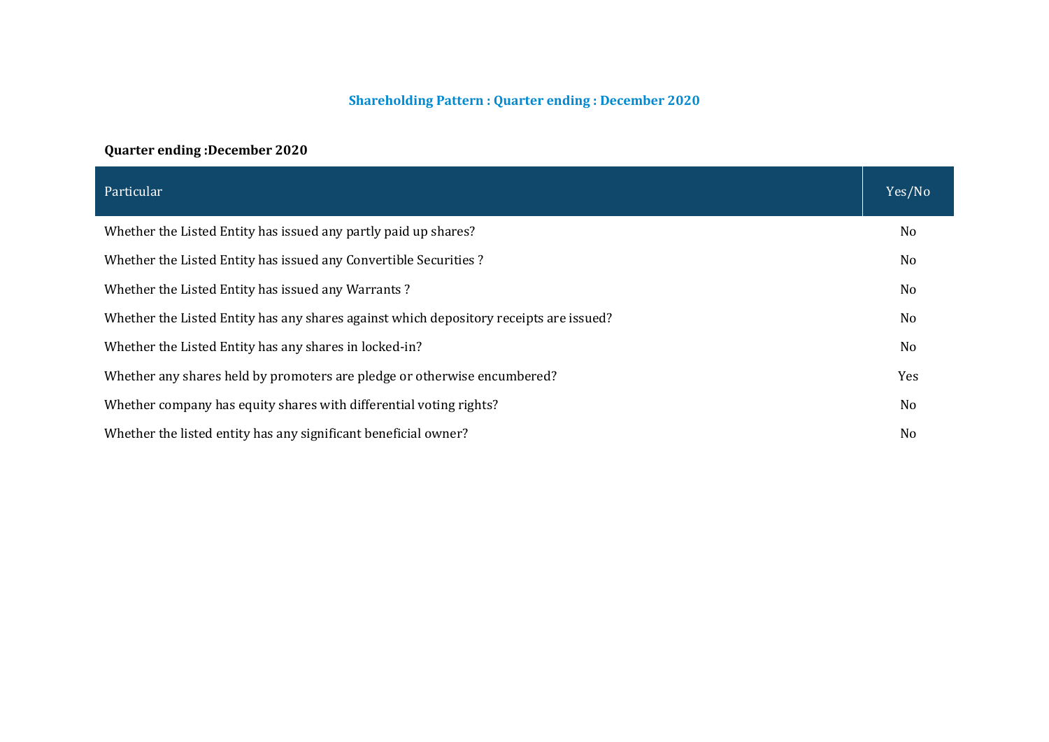# Shareholding Pattern : Quarter ending : December 2020

**Quarter ending :December 2020**

| Particular | Yes/No |
|---|---|
| Whether the Listed Entity has issued any partly paid up shares? | No |
| Whether the Listed Entity has issued any Convertible Securities ? | No |
| Whether the Listed Entity has issued any Warrants ? | No |
| Whether the Listed Entity has any shares against which depository receipts are issued? | No |
| Whether the Listed Entity has any shares in locked-in? | No |
| Whether any shares held by promoters are pledge or otherwise encumbered? | Yes |
| Whether company has equity shares with differential voting rights? | No |
| Whether the listed entity has any significant beneficial owner? | No |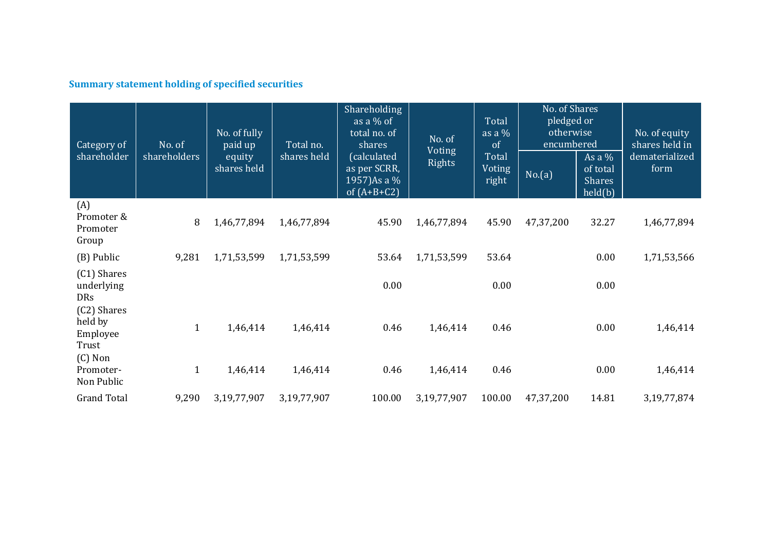## Summary statement holding of specified securities

| Category of shareholder | No. of shareholders | No. of fully paid up equity shares held | Total no. shares held | Shareholding as a % of total no. of shares (calculated as per SCRR, 1957)As a % of (A+B+C2) | No. of Voting Rights | Total as a % of Total Voting right | No. of Shares pledged or otherwise encumbered | | No. of equity shares held in dematerialized form |
|---|---|---|---|---|---|---|---|---|---|
| | | | | | | | No.(a) | As a % of total Shares held(b) | |
| (A) Promoter & Promoter Group | 8 | 1,46,77,894 | 1,46,77,894 | 45.90 | 1,46,77,894 | 45.90 | 47,37,200 | 32.27 | 1,46,77,894 |
| (B) Public | 9,281 | 1,71,53,599 | 1,71,53,599 | 53.64 | 1,71,53,599 | 53.64 | | 0.00 | 1,71,53,566 |
| (C1) Shares underlying DRs | | | | 0.00 | | 0.00 | | 0.00 | |
| (C2) Shares held by Employee Trust | 1 | 1,46,414 | 1,46,414 | 0.46 | 1,46,414 | 0.46 | | 0.00 | 1,46,414 |
| (C) Non Promoter-Non Public | 1 | 1,46,414 | 1,46,414 | 0.46 | 1,46,414 | 0.46 | | 0.00 | 1,46,414 |
| Grand Total | 9,290 | 3,19,77,907 | 3,19,77,907 | 100.00 | 3,19,77,907 | 100.00 | 47,37,200 | 14.81 | 3,19,77,874 |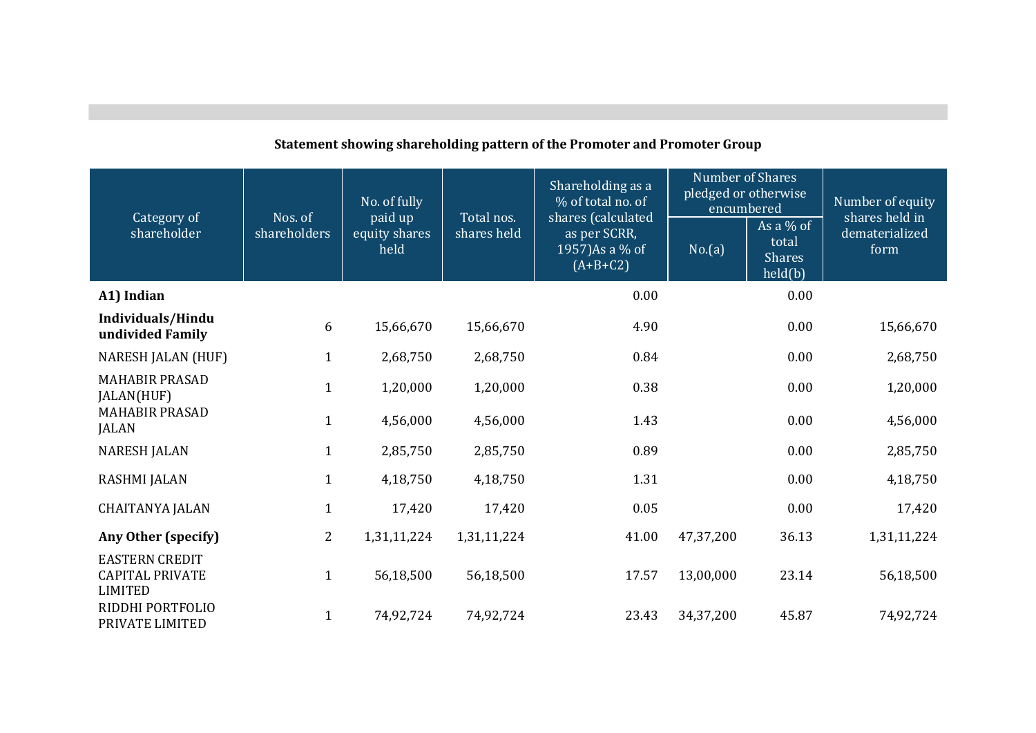**Statement showing shareholding pattern of the Promoter and Promoter Group**

| Category of shareholder | Nos. of shareholders | No. of fully paid up equity shares held | Total nos. shares held | Shareholding as a % of total no. of shares (calculated as per SCRR, 1957)As a % of (A+B+C2) | Number of Shares pledged or otherwise encumbered | | Number of equity shares held in dematerialized form |
|---|---|---|---|---|---|---|---|
| | | | | | No.(a) | As a % of total Shares held(b) | |
| **A1) Indian** | | | | 0.00 | | 0.00 | |
| **Individuals/Hindu undivided Family** | 6 | 15,66,670 | 15,66,670 | 4.90 | | 0.00 | 15,66,670 |
| NARESH JALAN (HUF) | 1 | 2,68,750 | 2,68,750 | 0.84 | | 0.00 | 2,68,750 |
| MAHABIR PRASAD JALAN(HUF) | 1 | 1,20,000 | 1,20,000 | 0.38 | | 0.00 | 1,20,000 |
| MAHABIR PRASAD JALAN | 1 | 4,56,000 | 4,56,000 | 1.43 | | 0.00 | 4,56,000 |
| NARESH JALAN | 1 | 2,85,750 | 2,85,750 | 0.89 | | 0.00 | 2,85,750 |
| RASHMI JALAN | 1 | 4,18,750 | 4,18,750 | 1.31 | | 0.00 | 4,18,750 |
| CHAITANYA JALAN | 1 | 17,420 | 17,420 | 0.05 | | 0.00 | 17,420 |
| **Any Other (specify)** | 2 | 1,31,11,224 | 1,31,11,224 | 41.00 | 47,37,200 | 36.13 | 1,31,11,224 |
| EASTERN CREDIT CAPITAL PRIVATE LIMITED | 1 | 56,18,500 | 56,18,500 | 17.57 | 13,00,000 | 23.14 | 56,18,500 |
| RIDDHI PORTFOLIO PRIVATE LIMITED | 1 | 74,92,724 | 74,92,724 | 23.43 | 34,37,200 | 45.87 | 74,92,724 |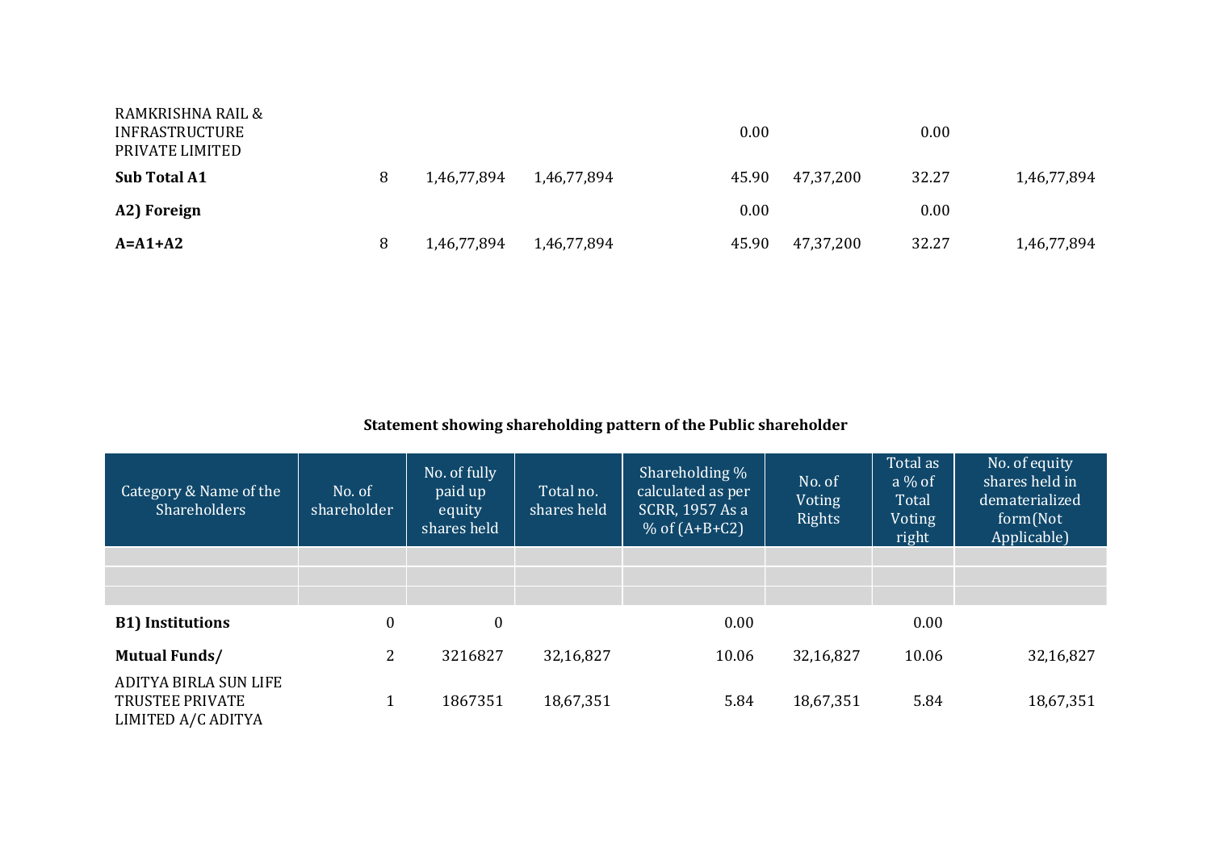| | | | | | | | |
|---|---|---|---|---|---|---|---|
| RAMKRISHNA RAIL & INFRASTRUCTURE PRIVATE LIMITED | | | | 0.00 | | 0.00 | |
| **Sub Total A1** | 8 | 1,46,77,894 | 1,46,77,894 | 45.90 | 47,37,200 | 32.27 | 1,46,77,894 |
| **A2) Foreign** | | | | 0.00 | | 0.00 | |
| **A=A1+A2** | 8 | 1,46,77,894 | 1,46,77,894 | 45.90 | 47,37,200 | 32.27 | 1,46,77,894 |

**Statement showing shareholding pattern of the Public shareholder**

| Category & Name of the Shareholders | No. of shareholder | No. of fully paid up equity shares held | Total no. shares held | Shareholding % calculated as per SCRR, 1957 As a % of (A+B+C2) | No. of Voting Rights | Total as a % of Total Voting right | No. of equity shares held in dematerialized form(Not Applicable) |
|---|---|---|---|---|---|---|---|
| | | | | | | | |
| | | | | | | | |
| | | | | | | | |
| **B1) Institutions** | 0 | 0 | | 0.00 | | 0.00 | |
| **Mutual Funds/** | 2 | 3216827 | 32,16,827 | 10.06 | 32,16,827 | 10.06 | 32,16,827 |
| ADITYA BIRLA SUN LIFE TRUSTEE PRIVATE LIMITED A/C ADITYA | 1 | 1867351 | 18,67,351 | 5.84 | 18,67,351 | 5.84 | 18,67,351 |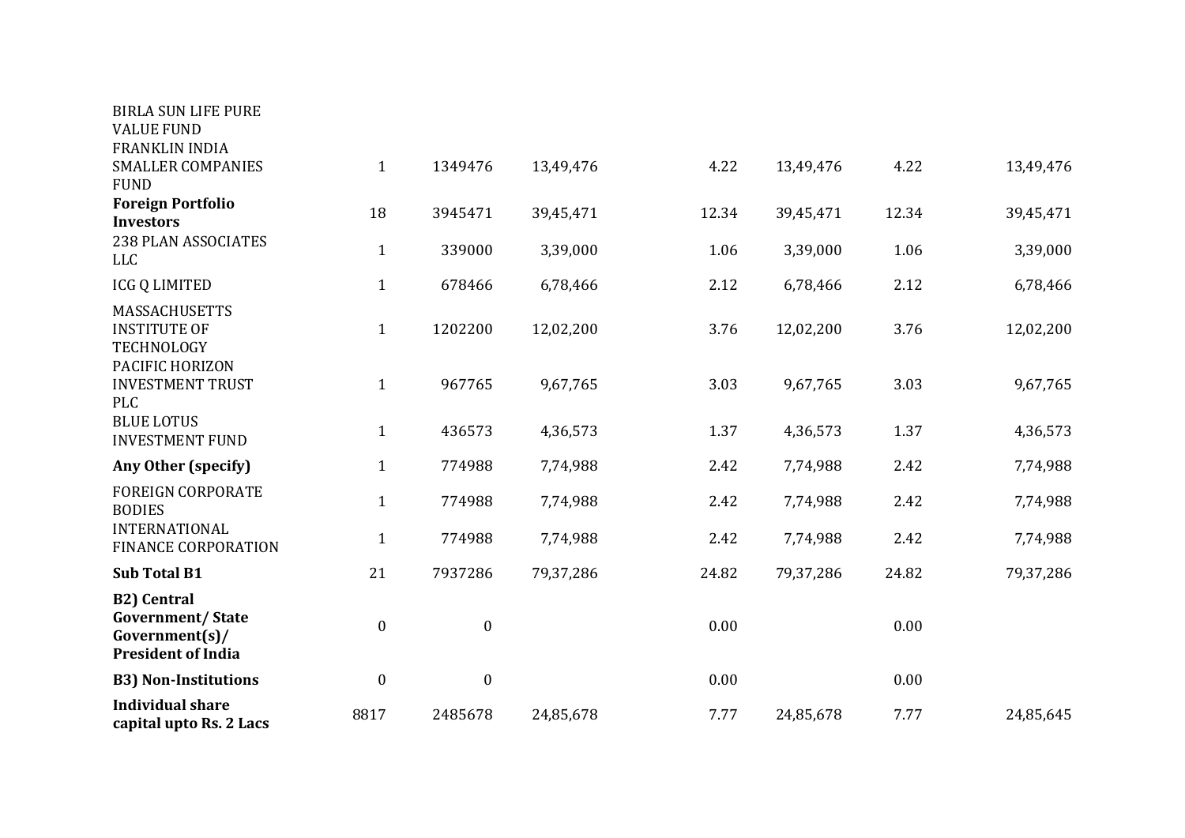| | | | | | | | |
|---|---|---|---|---|---|---|---|
| BIRLA SUN LIFE PURE VALUE FUND | | | | | | | |
| FRANKLIN INDIA SMALLER COMPANIES FUND | 1 | 1349476 | 13,49,476 | 4.22 | 13,49,476 | 4.22 | 13,49,476 |
| **Foreign Portfolio Investors** | 18 | 3945471 | 39,45,471 | 12.34 | 39,45,471 | 12.34 | 39,45,471 |
| 238 PLAN ASSOCIATES LLC | 1 | 339000 | 3,39,000 | 1.06 | 3,39,000 | 1.06 | 3,39,000 |
| ICG Q LIMITED | 1 | 678466 | 6,78,466 | 2.12 | 6,78,466 | 2.12 | 6,78,466 |
| MASSACHUSETTS INSTITUTE OF TECHNOLOGY | 1 | 1202200 | 12,02,200 | 3.76 | 12,02,200 | 3.76 | 12,02,200 |
| PACIFIC HORIZON INVESTMENT TRUST PLC | 1 | 967765 | 9,67,765 | 3.03 | 9,67,765 | 3.03 | 9,67,765 |
| BLUE LOTUS INVESTMENT FUND | 1 | 436573 | 4,36,573 | 1.37 | 4,36,573 | 1.37 | 4,36,573 |
| **Any Other (specify)** | 1 | 774988 | 7,74,988 | 2.42 | 7,74,988 | 2.42 | 7,74,988 |
| FOREIGN CORPORATE BODIES | 1 | 774988 | 7,74,988 | 2.42 | 7,74,988 | 2.42 | 7,74,988 |
| INTERNATIONAL FINANCE CORPORATION | 1 | 774988 | 7,74,988 | 2.42 | 7,74,988 | 2.42 | 7,74,988 |
| **Sub Total B1** | 21 | 7937286 | 79,37,286 | 24.82 | 79,37,286 | 24.82 | 79,37,286 |
| **B2) Central Government/ State Government(s)/ President of India** | 0 | 0 | | 0.00 | | 0.00 | |
| **B3) Non-Institutions** | 0 | 0 | | 0.00 | | 0.00 | |
| **Individual share capital upto Rs. 2 Lacs** | 8817 | 2485678 | 24,85,678 | 7.77 | 24,85,678 | 7.77 | 24,85,645 |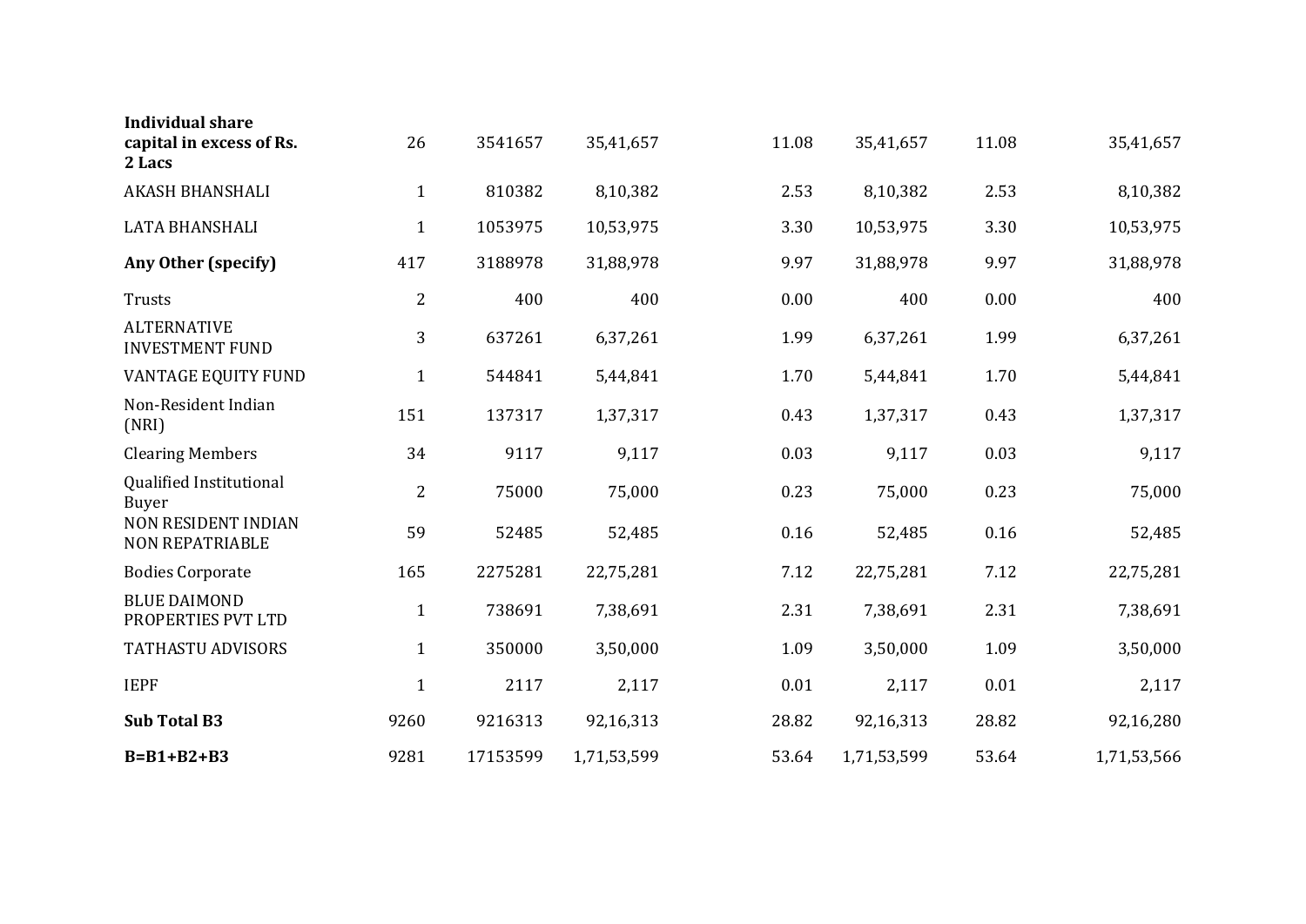| | | | | | | | |
|---|---|---|---|---|---|---|---|
| **Individual share capital in excess of Rs. 2 Lacs** | 26 | 3541657 | 35,41,657 | 11.08 | 35,41,657 | 11.08 | 35,41,657 |
| AKASH BHANSHALI | 1 | 810382 | 8,10,382 | 2.53 | 8,10,382 | 2.53 | 8,10,382 |
| LATA BHANSHALI | 1 | 1053975 | 10,53,975 | 3.30 | 10,53,975 | 3.30 | 10,53,975 |
| **Any Other (specify)** | 417 | 3188978 | 31,88,978 | 9.97 | 31,88,978 | 9.97 | 31,88,978 |
| Trusts | 2 | 400 | 400 | 0.00 | 400 | 0.00 | 400 |
| ALTERNATIVE INVESTMENT FUND | 3 | 637261 | 6,37,261 | 1.99 | 6,37,261 | 1.99 | 6,37,261 |
| VANTAGE EQUITY FUND | 1 | 544841 | 5,44,841 | 1.70 | 5,44,841 | 1.70 | 5,44,841 |
| Non-Resident Indian (NRI) | 151 | 137317 | 1,37,317 | 0.43 | 1,37,317 | 0.43 | 1,37,317 |
| Clearing Members | 34 | 9117 | 9,117 | 0.03 | 9,117 | 0.03 | 9,117 |
| Qualified Institutional Buyer | 2 | 75000 | 75,000 | 0.23 | 75,000 | 0.23 | 75,000 |
| NON RESIDENT INDIAN NON REPATRIABLE | 59 | 52485 | 52,485 | 0.16 | 52,485 | 0.16 | 52,485 |
| Bodies Corporate | 165 | 2275281 | 22,75,281 | 7.12 | 22,75,281 | 7.12 | 22,75,281 |
| BLUE DAIMOND PROPERTIES PVT LTD | 1 | 738691 | 7,38,691 | 2.31 | 7,38,691 | 2.31 | 7,38,691 |
| TATHASTU ADVISORS | 1 | 350000 | 3,50,000 | 1.09 | 3,50,000 | 1.09 | 3,50,000 |
| IEPF | 1 | 2117 | 2,117 | 0.01 | 2,117 | 0.01 | 2,117 |
| **Sub Total B3** | 9260 | 9216313 | 92,16,313 | 28.82 | 92,16,313 | 28.82 | 92,16,280 |
| **B=B1+B2+B3** | 9281 | 17153599 | 1,71,53,599 | 53.64 | 1,71,53,599 | 53.64 | 1,71,53,566 |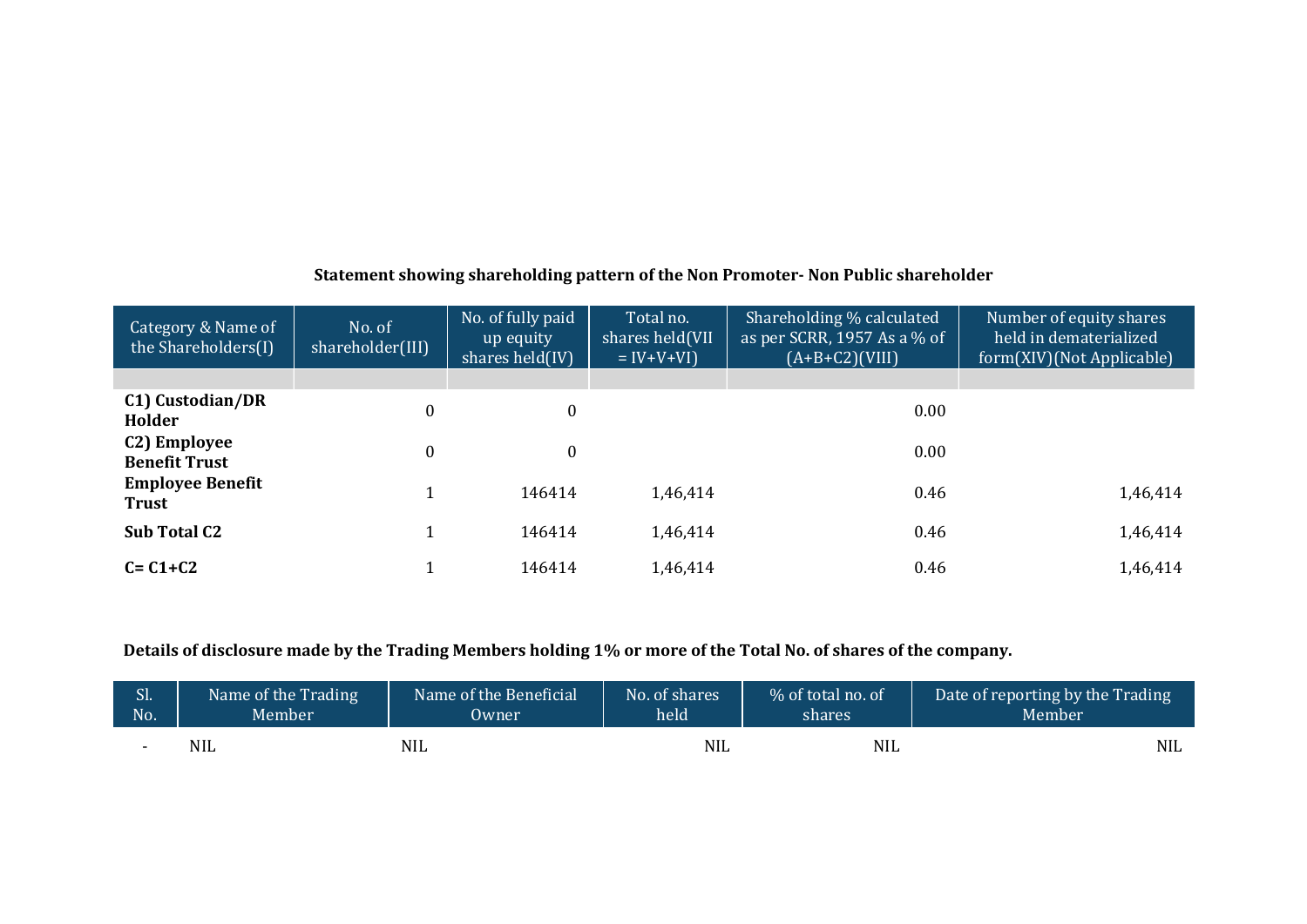**Statement showing shareholding pattern of the Non Promoter- Non Public shareholder**

| Category & Name of the Shareholders(I) | No. of shareholder(III) | No. of fully paid up equity shares held(IV) | Total no. shares held(VII = IV+V+VI) | Shareholding % calculated as per SCRR, 1957 As a % of (A+B+C2)(VIII) | Number of equity shares held in dematerialized form(XIV)(Not Applicable) |
|---|---|---|---|---|---|
| | | | | | |
| **C1) Custodian/DR Holder** | 0 | 0 | | 0.00 | |
| **C2) Employee Benefit Trust** | 0 | 0 | | 0.00 | |
| **Employee Benefit Trust** | 1 | 146414 | 1,46,414 | 0.46 | 1,46,414 |
| **Sub Total C2** | 1 | 146414 | 1,46,414 | 0.46 | 1,46,414 |
| **C= C1+C2** | 1 | 146414 | 1,46,414 | 0.46 | 1,46,414 |

**Details of disclosure made by the Trading Members holding 1% or more of the Total No. of shares of the company.**

| Sl. No. | Name of the Trading Member | Name of the Beneficial Owner | No. of shares held | % of total no. of shares | Date of reporting by the Trading Member |
|---|---|---|---|---|---|
| - | NIL | NIL | NIL | NIL | NIL |